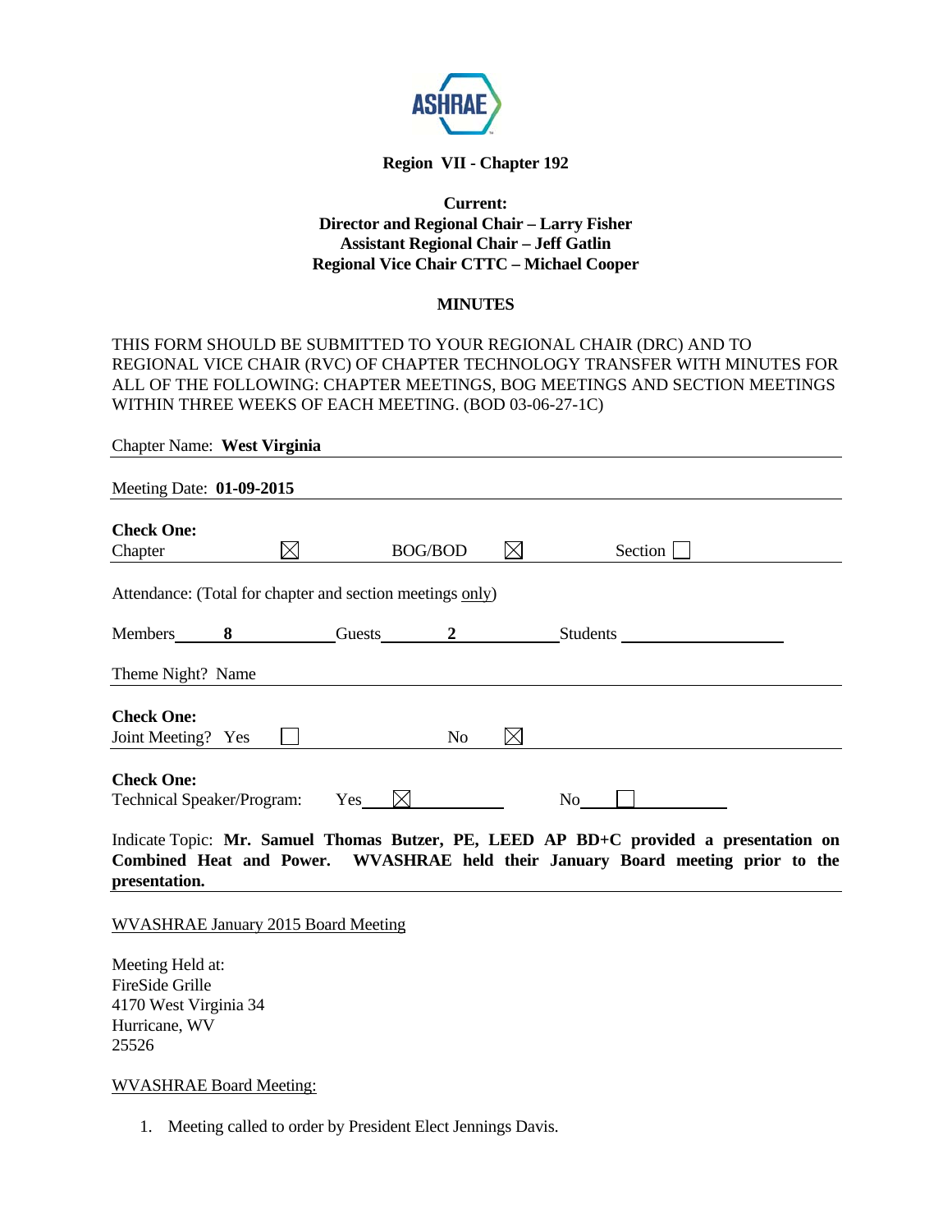**Region VII - Chapter 192**

**Current:**
**Director and Regional Chair – Larry Fisher**
**Assistant Regional Chair – Jeff Gatlin**
**Regional Vice Chair CTTC – Michael Cooper**

**MINUTES**

THIS FORM SHOULD BE SUBMITTED TO YOUR REGIONAL CHAIR (DRC) AND TO REGIONAL VICE CHAIR (RVC) OF CHAPTER TECHNOLOGY TRANSFER WITH MINUTES FOR ALL OF THE FOLLOWING: CHAPTER MEETINGS, BOG MEETINGS AND SECTION MEETINGS WITHIN THREE WEEKS OF EACH MEETING. (BOD 03-06-27-1C)

Chapter Name: **West Virginia**

Meeting Date: **01-09-2015**

**Check One:**
Chapter ☒ BOG/BOD ☒ Section ☐

Attendance: (Total for chapter and section meetings only)

Members **8** Guests **2** Students

Theme Night? Name

**Check One:**
Joint Meeting? Yes ☐ No ☒

**Check One:**
Technical Speaker/Program: Yes ☒ No ☐

Indicate Topic: **Mr. Samuel Thomas Butzer, PE, LEED AP BD+C provided a presentation on Combined Heat and Power. WVASHRAE held their January Board meeting prior to the presentation.**

WVASHRAE January 2015 Board Meeting

Meeting Held at:
FireSide Grille
4170 West Virginia 34
Hurricane, WV
25526

WVASHRAE Board Meeting:

1. Meeting called to order by President Elect Jennings Davis.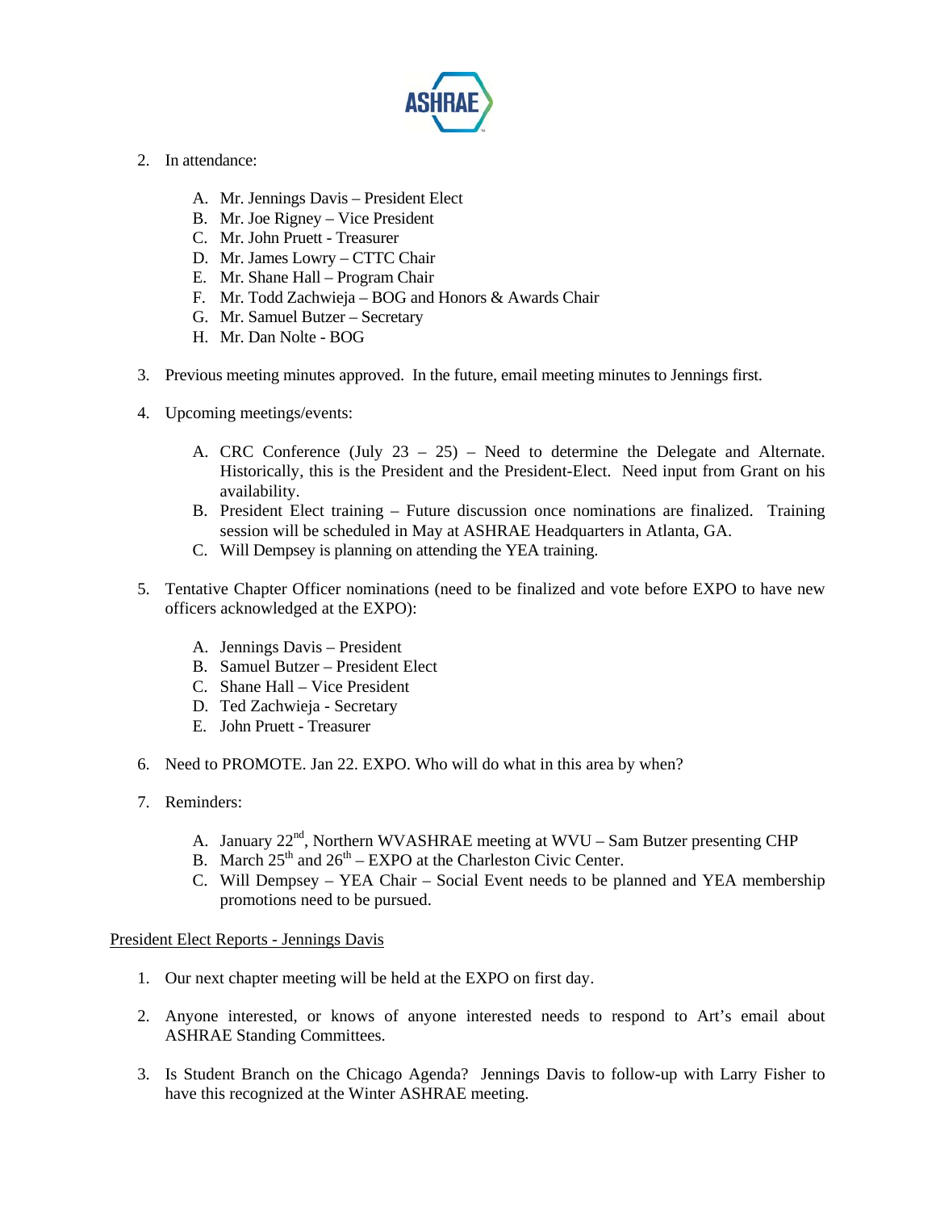2. In attendance:

   A. Mr. Jennings Davis – President Elect
   B. Mr. Joe Rigney – Vice President
   C. Mr. John Pruett - Treasurer
   D. Mr. James Lowry – CTTC Chair
   E. Mr. Shane Hall – Program Chair
   F. Mr. Todd Zachwieja – BOG and Honors & Awards Chair
   G. Mr. Samuel Butzer – Secretary
   H. Mr. Dan Nolte - BOG

3. Previous meeting minutes approved. In the future, email meeting minutes to Jennings first.

4. Upcoming meetings/events:

   A. CRC Conference (July 23 – 25) – Need to determine the Delegate and Alternate. Historically, this is the President and the President-Elect. Need input from Grant on his availability.
   B. President Elect training – Future discussion once nominations are finalized. Training session will be scheduled in May at ASHRAE Headquarters in Atlanta, GA.
   C. Will Dempsey is planning on attending the YEA training.

5. Tentative Chapter Officer nominations (need to be finalized and vote before EXPO to have new officers acknowledged at the EXPO):

   A. Jennings Davis – President
   B. Samuel Butzer – President Elect
   C. Shane Hall – Vice President
   D. Ted Zachwieja - Secretary
   E. John Pruett - Treasurer

6. Need to PROMOTE. Jan 22. EXPO. Who will do what in this area by when?

7. Reminders:

   A. January 22nd, Northern WVASHRAE meeting at WVU – Sam Butzer presenting CHP
   B. March 25th and 26th – EXPO at the Charleston Civic Center.
   C. Will Dempsey – YEA Chair – Social Event needs to be planned and YEA membership promotions need to be pursued.

President Elect Reports - Jennings Davis

1. Our next chapter meeting will be held at the EXPO on first day.

2. Anyone interested, or knows of anyone interested needs to respond to Art's email about ASHRAE Standing Committees.

3. Is Student Branch on the Chicago Agenda? Jennings Davis to follow-up with Larry Fisher to have this recognized at the Winter ASHRAE meeting.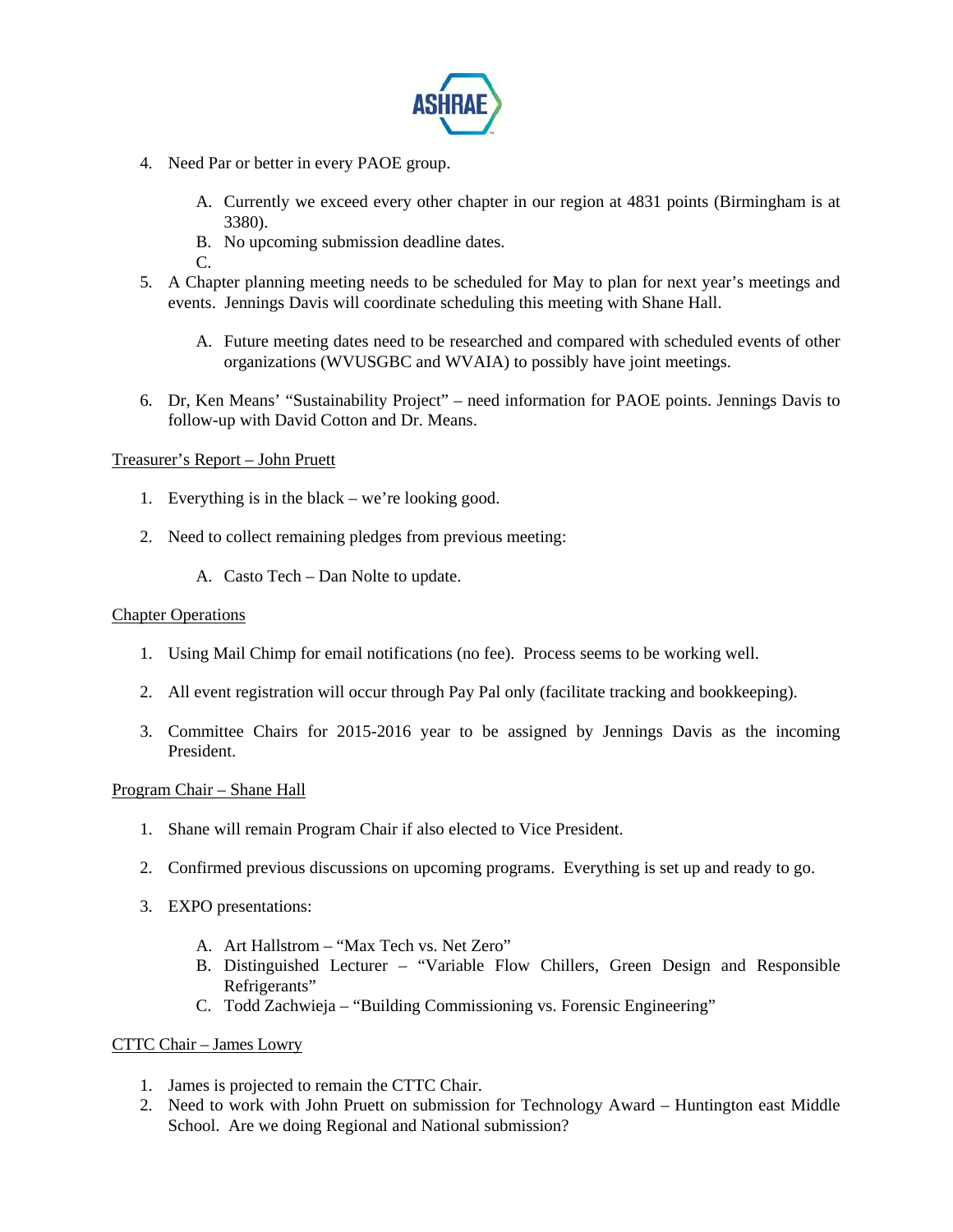4. Need Par or better in every PAOE group.

    A. Currently we exceed every other chapter in our region at 4831 points (Birmingham is at 3380).
    B. No upcoming submission deadline dates.
    C.

5. A Chapter planning meeting needs to be scheduled for May to plan for next year's meetings and events. Jennings Davis will coordinate scheduling this meeting with Shane Hall.

    A. Future meeting dates need to be researched and compared with scheduled events of other organizations (WVUSGBC and WVAIA) to possibly have joint meetings.

6. Dr, Ken Means' "Sustainability Project" – need information for PAOE points. Jennings Davis to follow-up with David Cotton and Dr. Means.

<u>Treasurer's Report – John Pruett</u>

1. Everything is in the black – we're looking good.

2. Need to collect remaining pledges from previous meeting:

    A. Casto Tech – Dan Nolte to update.

<u>Chapter Operations</u>

1. Using Mail Chimp for email notifications (no fee). Process seems to be working well.

2. All event registration will occur through Pay Pal only (facilitate tracking and bookkeeping).

3. Committee Chairs for 2015-2016 year to be assigned by Jennings Davis as the incoming President.

<u>Program Chair – Shane Hall</u>

1. Shane will remain Program Chair if also elected to Vice President.

2. Confirmed previous discussions on upcoming programs. Everything is set up and ready to go.

3. EXPO presentations:

    A. Art Hallstrom – "Max Tech vs. Net Zero"
    B. Distinguished Lecturer – "Variable Flow Chillers, Green Design and Responsible Refrigerants"
    C. Todd Zachwieja – "Building Commissioning vs. Forensic Engineering"

<u>CTTC Chair – James Lowry</u>

1. James is projected to remain the CTTC Chair.
2. Need to work with John Pruett on submission for Technology Award – Huntington east Middle School. Are we doing Regional and National submission?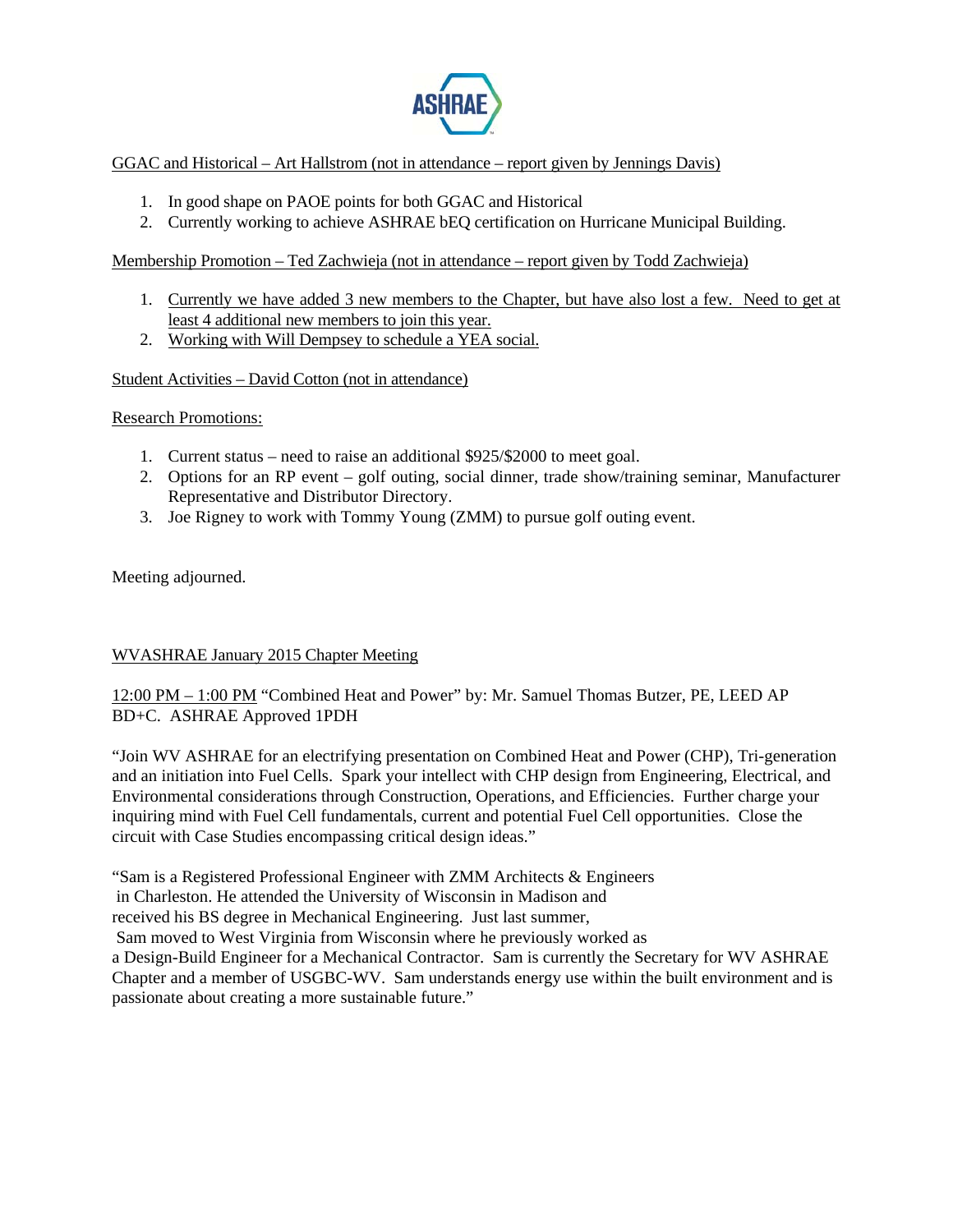ASHRAE

GGAC and Historical – Art Hallstrom (not in attendance – report given by Jennings Davis)

1. In good shape on PAOE points for both GGAC and Historical
2. Currently working to achieve ASHRAE bEQ certification on Hurricane Municipal Building.

Membership Promotion – Ted Zachwieja (not in attendance – report given by Todd Zachwieja)

1. Currently we have added 3 new members to the Chapter, but have also lost a few. Need to get at least 4 additional new members to join this year.
2. Working with Will Dempsey to schedule a YEA social.

Student Activities – David Cotton (not in attendance)

Research Promotions:

1. Current status – need to raise an additional $925/$2000 to meet goal.
2. Options for an RP event – golf outing, social dinner, trade show/training seminar, Manufacturer Representative and Distributor Directory.
3. Joe Rigney to work with Tommy Young (ZMM) to pursue golf outing event.

Meeting adjourned.

WVASHRAE January 2015 Chapter Meeting

12:00 PM – 1:00 PM "Combined Heat and Power" by: Mr. Samuel Thomas Butzer, PE, LEED AP BD+C. ASHRAE Approved 1PDH

"Join WV ASHRAE for an electrifying presentation on Combined Heat and Power (CHP), Tri-generation and an initiation into Fuel Cells. Spark your intellect with CHP design from Engineering, Electrical, and Environmental considerations through Construction, Operations, and Efficiencies. Further charge your inquiring mind with Fuel Cell fundamentals, current and potential Fuel Cell opportunities. Close the circuit with Case Studies encompassing critical design ideas."

"Sam is a Registered Professional Engineer with ZMM Architects & Engineers in Charleston. He attended the University of Wisconsin in Madison and received his BS degree in Mechanical Engineering. Just last summer, Sam moved to West Virginia from Wisconsin where he previously worked as a Design-Build Engineer for a Mechanical Contractor. Sam is currently the Secretary for WV ASHRAE Chapter and a member of USGBC-WV. Sam understands energy use within the built environment and is passionate about creating a more sustainable future."